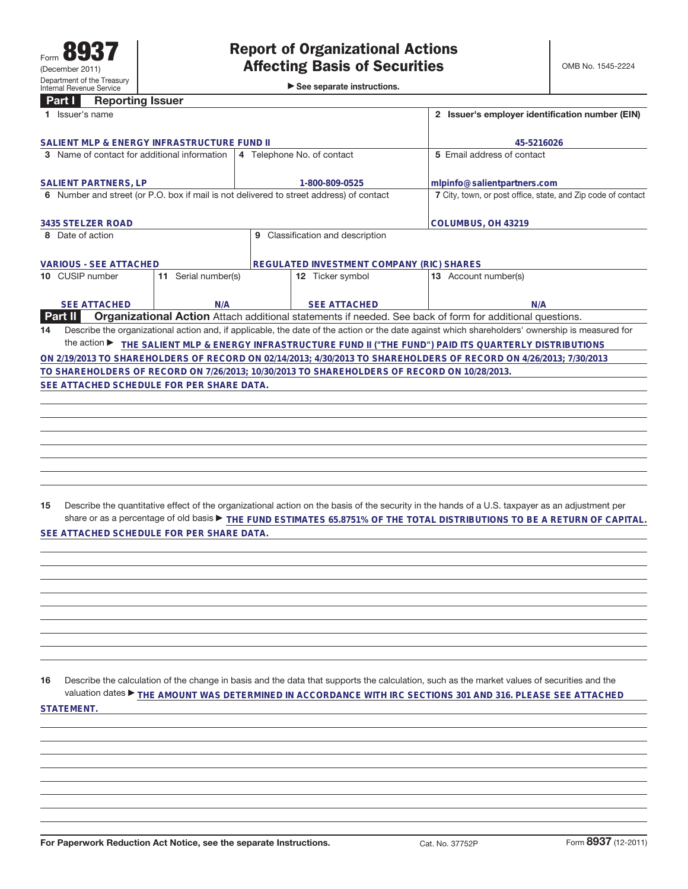Form **8937**
(December 2011)
Department of the Treasury
Internal Revenue Service

# Report of Organizational Actions Affecting Basis of Securities

▶ See separate instructions.

OMB No. 1545-2224

## Part I Reporting Issuer

| | | | |
|---|---|---|---|
| 1 Issuer's name<br>SALIENT MLP & ENERGY INFRASTRUCTURE FUND II | | | 2 Issuer's employer identification number (EIN)<br>45-5216026 |
| 3 Name of contact for additional information<br>SALIENT PARTNERS, LP | 4 Telephone No. of contact<br>1-800-809-0525 | | 5 Email address of contact<br>mlpinfo@salientpartners.com |
| 6 Number and street (or P.O. box if mail is not delivered to street address) of contact<br>3435 STELZER ROAD | | | 7 City, town, or post office, state, and Zip code of contact<br>COLUMBUS, OH 43219 |
| 8 Date of action<br>VARIOUS - SEE ATTACHED | 9 Classification and description<br>REGULATED INVESTMENT COMPANY (RIC) SHARES | | |

| 10 CUSIP number | 11 Serial number(s) | 12 Ticker symbol | 13 Account number(s) |
|---|---|---|---|
| SEE ATTACHED | N/A | SEE ATTACHED | N/A |

## Part II Organizational Action

Attach additional statements if needed. See back of form for additional questions.

**14** Describe the organizational action and, if applicable, the date of the action or the date against which shareholders' ownership is measured for the action ▶ THE SALIENT MLP & ENERGY INFRASTRUCTURE FUND II ("THE FUND") PAID ITS QUARTERLY DISTRIBUTIONS ON 2/19/2013 TO SHAREHOLDERS OF RECORD ON 02/14/2013; 4/30/2013 TO SHAREHOLDERS OF RECORD ON 4/26/2013; 7/30/2013 TO SHAREHOLDERS OF RECORD ON 7/26/2013; 10/30/2013 TO SHAREHOLDERS OF RECORD ON 10/28/2013.
SEE ATTACHED SCHEDULE FOR PER SHARE DATA.

**15** Describe the quantitative effect of the organizational action on the basis of the security in the hands of a U.S. taxpayer as an adjustment per share or as a percentage of old basis ▶ THE FUND ESTIMATES 65.8751% OF THE TOTAL DISTRIBUTIONS TO BE A RETURN OF CAPITAL.
SEE ATTACHED SCHEDULE FOR PER SHARE DATA.

**16** Describe the calculation of the change in basis and the data that supports the calculation, such as the market values of securities and the valuation dates ▶ THE AMOUNT WAS DETERMINED IN ACCORDANCE WITH IRC SECTIONS 301 AND 316. PLEASE SEE ATTACHED STATEMENT.

For Paperwork Reduction Act Notice, see the separate Instructions. Cat. No. 37752P Form **8937** (12-2011)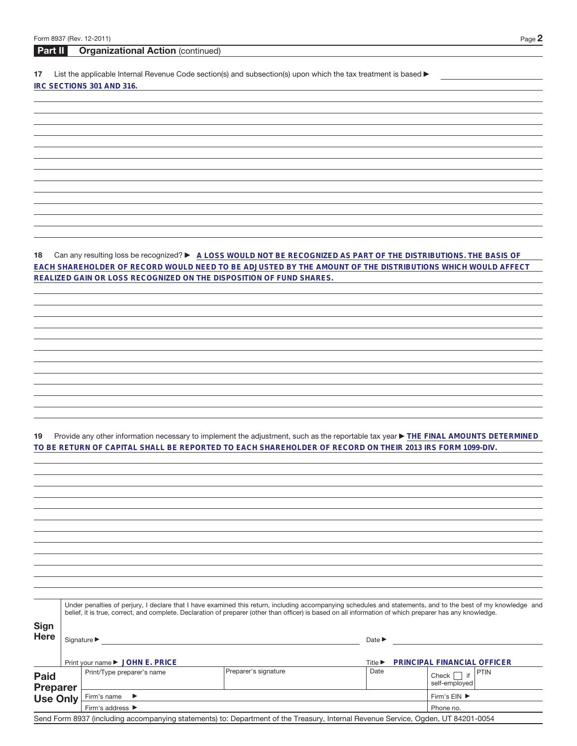## Part II Organizational Action (continued)

**17** List the applicable Internal Revenue Code section(s) and subsection(s) upon which the tax treatment is based ▶

IRC SECTIONS 301 AND 316.

**18** Can any resulting loss be recognized? ▶ A LOSS WOULD NOT BE RECOGNIZED AS PART OF THE DISTRIBUTIONS. THE BASIS OF EACH SHAREHOLDER OF RECORD WOULD NEED TO BE ADJUSTED BY THE AMOUNT OF THE DISTRIBUTIONS WHICH WOULD AFFECT REALIZED GAIN OR LOSS RECOGNIZED ON THE DISPOSITION OF FUND SHARES.

**19** Provide any other information necessary to implement the adjustment, such as the reportable tax year ▶ THE FINAL AMOUNTS DETERMINED TO BE RETURN OF CAPITAL SHALL BE REPORTED TO EACH SHAREHOLDER OF RECORD ON THEIR 2013 IRS FORM 1099-DIV.

**Sign Here**

Under penalties of perjury, I declare that I have examined this return, including accompanying schedules and statements, and to the best of my knowledge and belief, it is true, correct, and complete. Declaration of preparer (other than officer) is based on all information of which preparer has any knowledge.

Signature ▶ Date ▶

Print your name ▶ JOHN E. PRICE Title ▶ PRINCIPAL FINANCIAL OFFICER

| **Paid Preparer Use Only** | Print/Type preparer's name | Preparer's signature | Date | Check ☐ if self-employed | PTIN |
|---|---|---|---|---|---|
| | Firm's name ▶ | | | Firm's EIN ▶ | |
| | Firm's address ▶ | | | Phone no. | |

Send Form 8937 (including accompanying statements) to: Department of the Treasury, Internal Revenue Service, Ogden, UT 84201-0054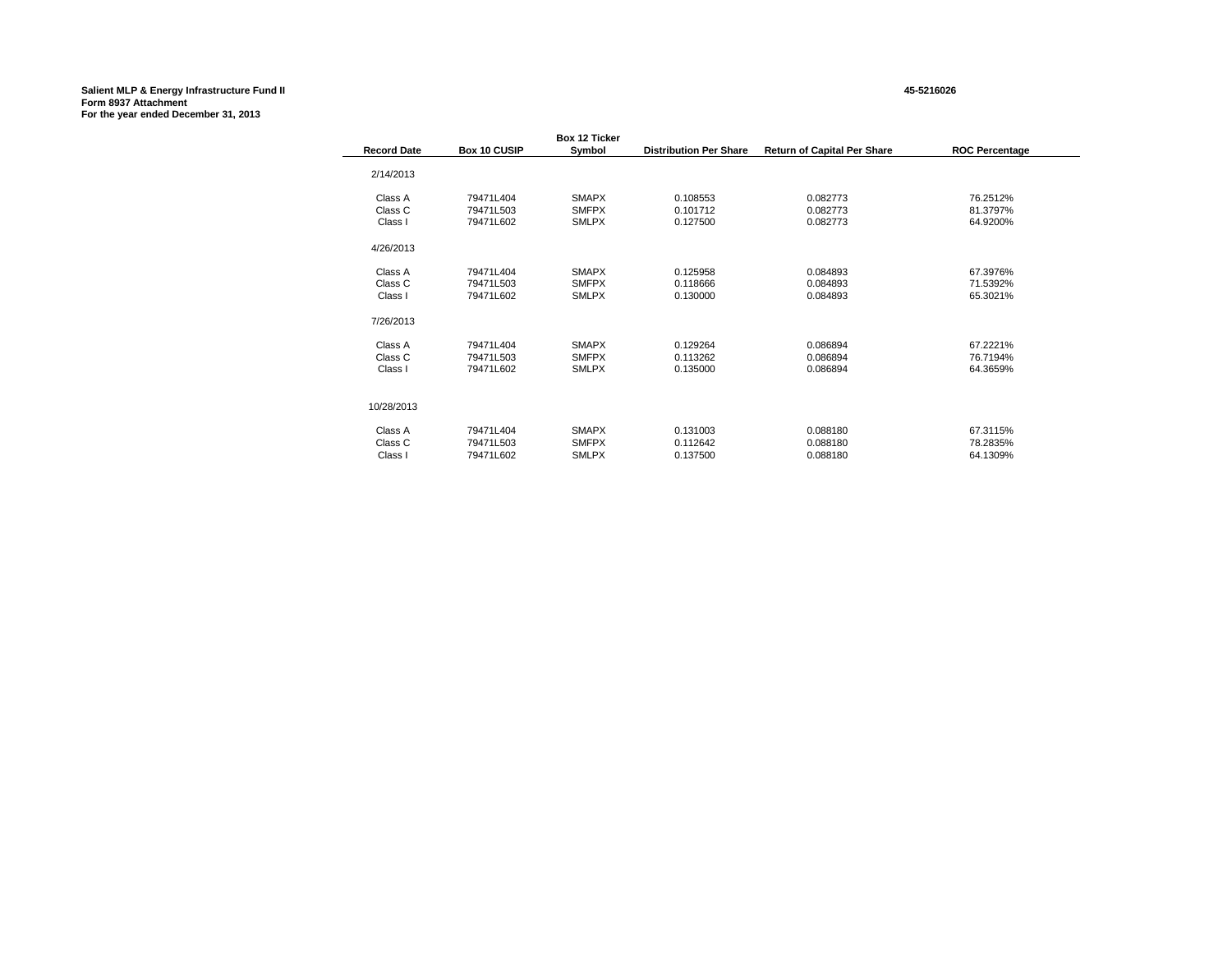**Salient MLP & Energy Infrastructure Fund II**
**Form 8937 Attachment**
**For the year ended December 31, 2013**

**45-5216026**

| Record Date | Box 10 CUSIP | Box 12 Ticker Symbol | Distribution Per Share | Return of Capital Per Share | ROC Percentage |
|---|---|---|---|---|---|
| 2/14/2013 | | | | | |
| Class A | 79471L404 | SMAPX | 0.108553 | 0.082773 | 76.2512% |
| Class C | 79471L503 | SMFPX | 0.101712 | 0.082773 | 81.3797% |
| Class I | 79471L602 | SMLPX | 0.127500 | 0.082773 | 64.9200% |
| 4/26/2013 | | | | | |
| Class A | 79471L404 | SMAPX | 0.125958 | 0.084893 | 67.3976% |
| Class C | 79471L503 | SMFPX | 0.118666 | 0.084893 | 71.5392% |
| Class I | 79471L602 | SMLPX | 0.130000 | 0.084893 | 65.3021% |
| 7/26/2013 | | | | | |
| Class A | 79471L404 | SMAPX | 0.129264 | 0.086894 | 67.2221% |
| Class C | 79471L503 | SMFPX | 0.113262 | 0.086894 | 76.7194% |
| Class I | 79471L602 | SMLPX | 0.135000 | 0.086894 | 64.3659% |
| 10/28/2013 | | | | | |
| Class A | 79471L404 | SMAPX | 0.131003 | 0.088180 | 67.3115% |
| Class C | 79471L503 | SMFPX | 0.112642 | 0.088180 | 78.2835% |
| Class I | 79471L602 | SMLPX | 0.137500 | 0.088180 | 64.1309% |